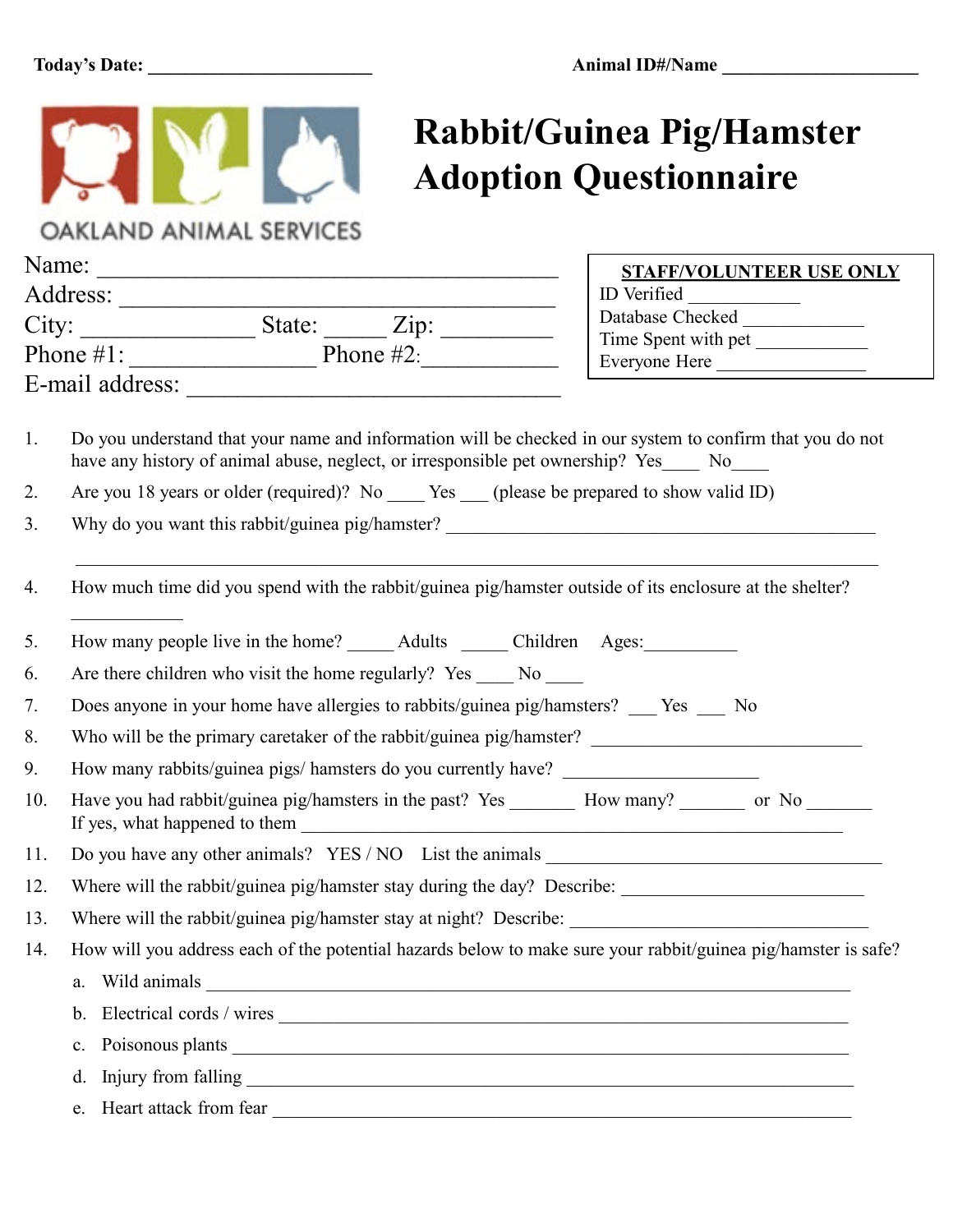**Today's Date:** ________________________ **Animal ID#/Name** _____________________

OAKLAND ANIMAL SERVICES

# Rabbit/Guinea Pig/Hamster Adoption Questionnaire

Name: ________________________________________
Address: ______________________________________
City: ______________ State: _____ Zip: _________
Phone #1: _______________ Phone #2: ___________
E-mail address: ________________________________

**STAFF/VOLUNTEER USE ONLY**
ID Verified ____________
Database Checked ____________
Time Spent with pet ____________
Everyone Here ________________

1. Do you understand that your name and information will be checked in our system to confirm that you do not have any history of animal abuse, neglect, or irresponsible pet ownership? Yes____ No____
2. Are you 18 years or older (required)? No ____ Yes ___ (please be prepared to show valid ID)
3. Why do you want this rabbit/guinea pig/hamster? ________________________________________________
   ________________________________________________________________________________
4. How much time did you spend with the rabbit/guinea pig/hamster outside of its enclosure at the shelter?
   ____________
5. How many people live in the home? _____ Adults _____ Children Ages:__________
6. Are there children who visit the home regularly? Yes ____ No ____
7. Does anyone in your home have allergies to rabbits/guinea pig/hamsters? ___ Yes ___ No
8. Who will be the primary caretaker of the rabbit/guinea pig/hamster? ______________________________
9. How many rabbits/guinea pigs/ hamsters do you currently have? ____________________
10. Have you had rabbit/guinea pig/hamsters in the past? Yes _______ How many? _______ or No _______
    If yes, what happened to them ____________________________________________________________
11. Do you have any other animals? YES / NO List the animals _____________________________________
12. Where will the rabbit/guinea pig/hamster stay during the day? Describe: __________________________
13. Where will the rabbit/guinea pig/hamster stay at night? Describe: _______________________________
14. How will you address each of the potential hazards below to make sure your rabbit/guinea pig/hamster is safe?
    a. Wild animals ______________________________________________________________________
    b. Electrical cords / wires _______________________________________________________________
    c. Poisonous plants ___________________________________________________________________
    d. Injury from falling __________________________________________________________________
    e. Heart attack from fear _______________________________________________________________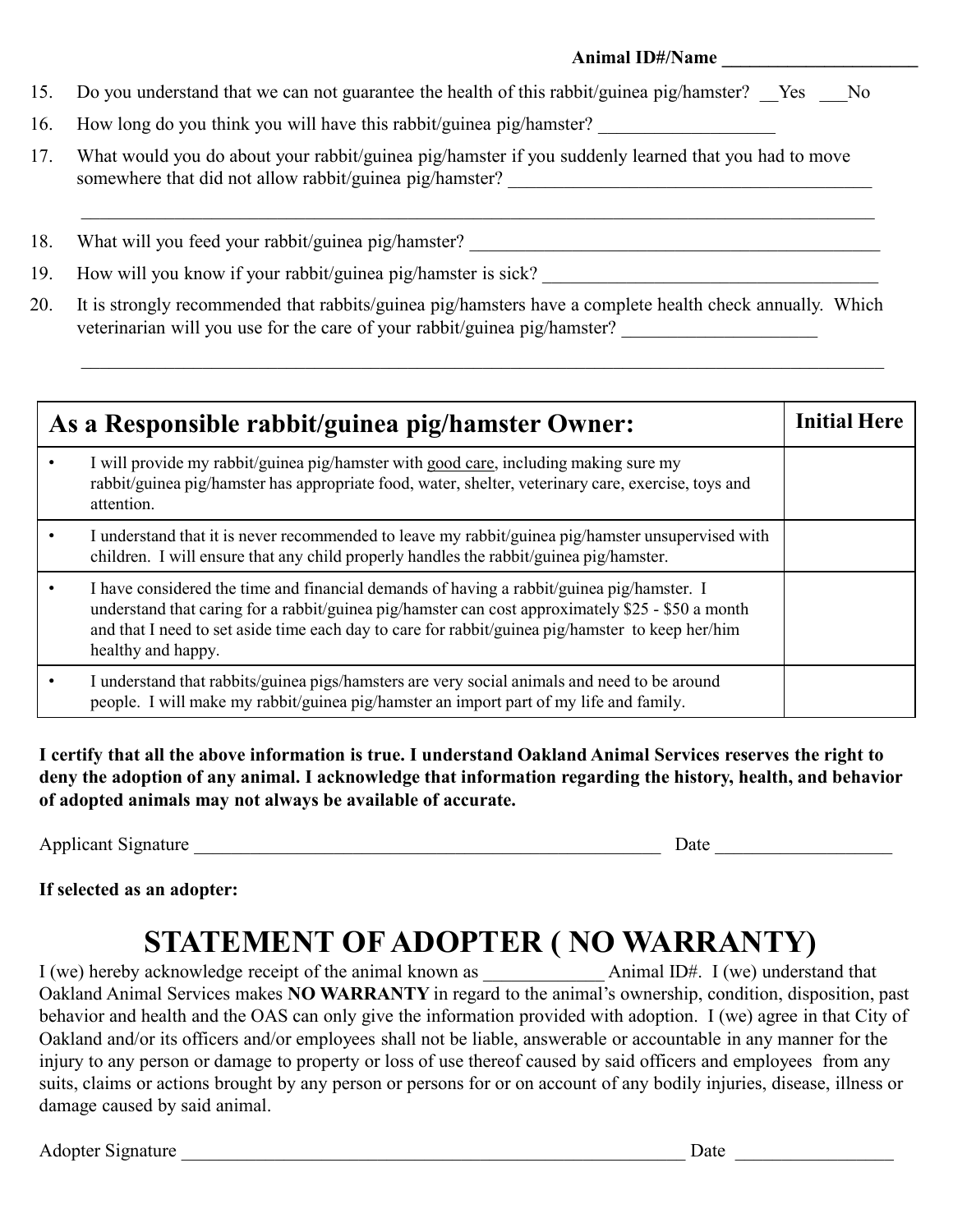**Animal ID#/Name ______________________**

15. Do you understand that we can not guarantee the health of this rabbit/guinea pig/hamster? __Yes ___No
16. How long do you think you will have this rabbit/guinea pig/hamster? ___________________
17. What would you do about your rabbit/guinea pig/hamster if you suddenly learned that you had to move somewhere that did not allow rabbit/guinea pig/hamster? _________________________________________

    _____________________________________________________________________________________
18. What will you feed your rabbit/guinea pig/hamster? _____________________________________________
19. How will you know if your rabbit/guinea pig/hamster is sick? ____________________________________
20. It is strongly recommended that rabbits/guinea pig/hamsters have a complete health check annually. Which veterinarian will you use for the care of your rabbit/guinea pig/hamster? _____________________

    _____________________________________________________________________________________

| As a Responsible rabbit/guinea pig/hamster Owner: | Initial Here |
|---|---|
| • I will provide my rabbit/guinea pig/hamster with good care, including making sure my rabbit/guinea pig/hamster has appropriate food, water, shelter, veterinary care, exercise, toys and attention. | |
| • I understand that it is never recommended to leave my rabbit/guinea pig/hamster unsupervised with children. I will ensure that any child properly handles the rabbit/guinea pig/hamster. | |
| • I have considered the time and financial demands of having a rabbit/guinea pig/hamster. I understand that caring for a rabbit/guinea pig/hamster can cost approximately $25 - $50 a month and that I need to set aside time each day to care for rabbit/guinea pig/hamster to keep her/him healthy and happy. | |
| • I understand that rabbits/guinea pigs/hamsters are very social animals and need to be around people. I will make my rabbit/guinea pig/hamster an import part of my life and family. | |

**I certify that all the above information is true. I understand Oakland Animal Services reserves the right to deny the adoption of any animal. I acknowledge that information regarding the history, health, and behavior of adopted animals may not always be available of accurate.**

Applicant Signature _____________________________________________________ Date ___________________

**If selected as an adopter:**

# STATEMENT OF ADOPTER ( NO WARRANTY)

I (we) hereby acknowledge receipt of the animal known as _____________ Animal ID#. I (we) understand that Oakland Animal Services makes **NO WARRANTY** in regard to the animal's ownership, condition, disposition, past behavior and health and the OAS can only give the information provided with adoption. I (we) agree in that City of Oakland and/or its officers and/or employees shall not be liable, answerable or accountable in any manner for the injury to any person or damage to property or loss of use thereof caused by said officers and employees from any suits, claims or actions brought by any person or persons for or on account of any bodily injuries, disease, illness or damage caused by said animal.

Adopter Signature __________________________________________________________ Date _________________